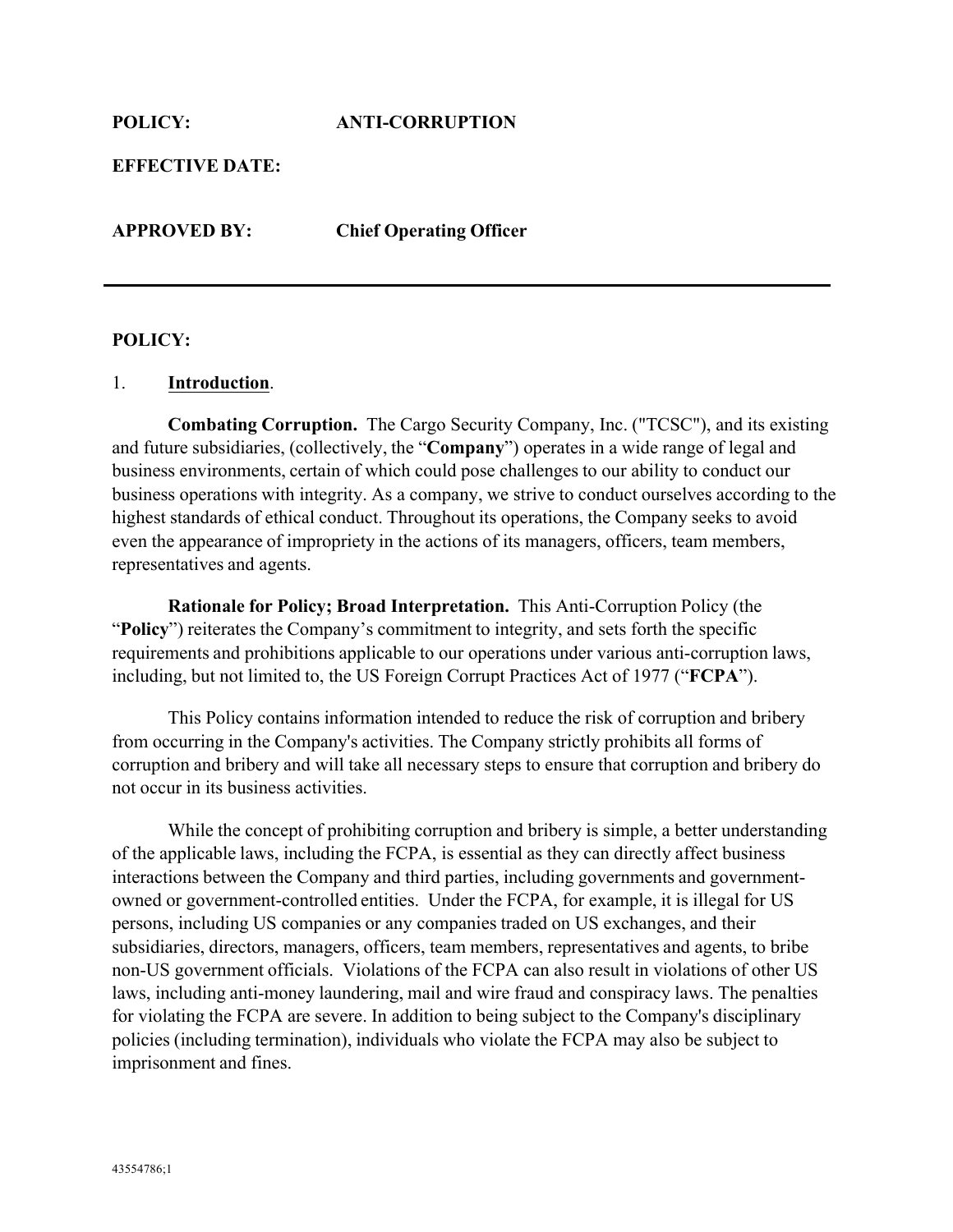**POLICY:** ANTI-CORRUPTION

**EFFECTIVE DATE:**

**APPROVED BY:** Chief Operating Officer

---

**POLICY:**

1. **Introduction**.

**Combating Corruption.** The Cargo Security Company, Inc. ("TCSC"), and its existing and future subsidiaries, (collectively, the "**Company**") operates in a wide range of legal and business environments, certain of which could pose challenges to our ability to conduct our business operations with integrity. As a company, we strive to conduct ourselves according to the highest standards of ethical conduct. Throughout its operations, the Company seeks to avoid even the appearance of impropriety in the actions of its managers, officers, team members, representatives and agents.

**Rationale for Policy; Broad Interpretation.** This Anti-Corruption Policy (the "**Policy**") reiterates the Company's commitment to integrity, and sets forth the specific requirements and prohibitions applicable to our operations under various anti-corruption laws, including, but not limited to, the US Foreign Corrupt Practices Act of 1977 ("**FCPA**").

This Policy contains information intended to reduce the risk of corruption and bribery from occurring in the Company's activities. The Company strictly prohibits all forms of corruption and bribery and will take all necessary steps to ensure that corruption and bribery do not occur in its business activities.

While the concept of prohibiting corruption and bribery is simple, a better understanding of the applicable laws, including the FCPA, is essential as they can directly affect business interactions between the Company and third parties, including governments and government-owned or government-controlled entities. Under the FCPA, for example, it is illegal for US persons, including US companies or any companies traded on US exchanges, and their subsidiaries, directors, managers, officers, team members, representatives and agents, to bribe non-US government officials. Violations of the FCPA can also result in violations of other US laws, including anti-money laundering, mail and wire fraud and conspiracy laws. The penalties for violating the FCPA are severe. In addition to being subject to the Company's disciplinary policies (including termination), individuals who violate the FCPA may also be subject to imprisonment and fines.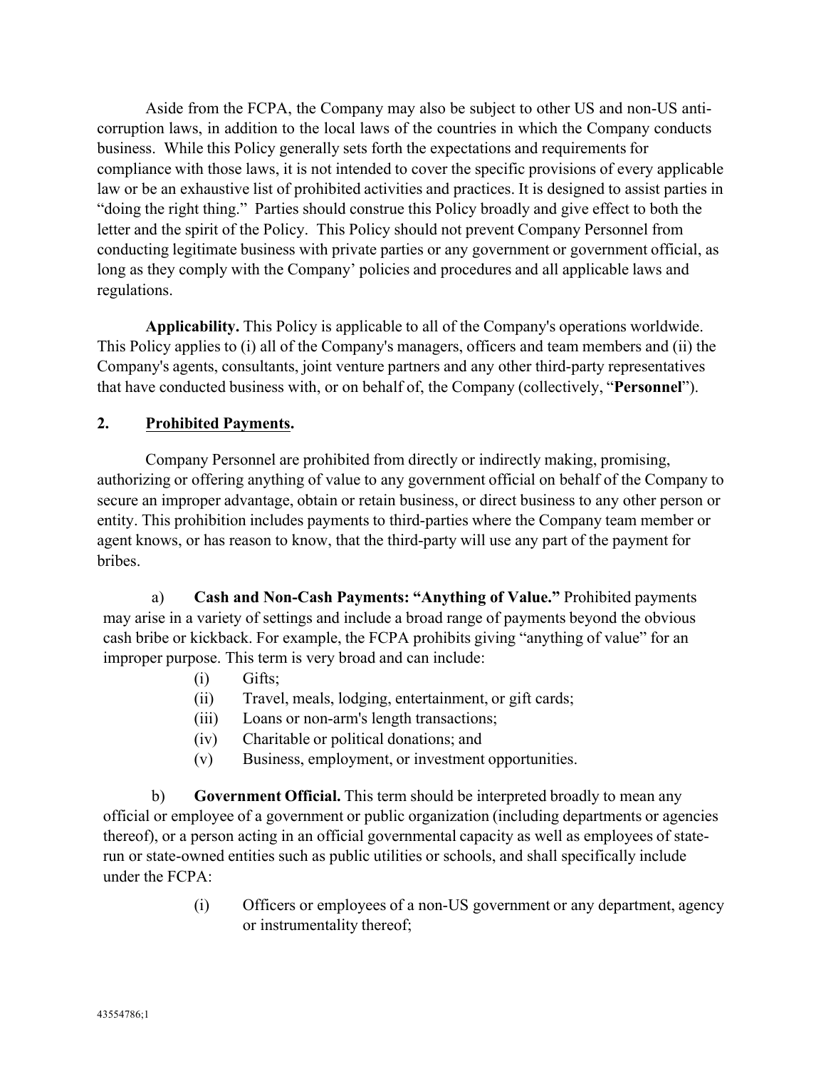Aside from the FCPA, the Company may also be subject to other US and non-US anti-corruption laws, in addition to the local laws of the countries in which the Company conducts business. While this Policy generally sets forth the expectations and requirements for compliance with those laws, it is not intended to cover the specific provisions of every applicable law or be an exhaustive list of prohibited activities and practices. It is designed to assist parties in "doing the right thing." Parties should construe this Policy broadly and give effect to both the letter and the spirit of the Policy. This Policy should not prevent Company Personnel from conducting legitimate business with private parties or any government or government official, as long as they comply with the Company' policies and procedures and all applicable laws and regulations.

**Applicability.** This Policy is applicable to all of the Company's operations worldwide. This Policy applies to (i) all of the Company's managers, officers and team members and (ii) the Company's agents, consultants, joint venture partners and any other third-party representatives that have conducted business with, or on behalf of, the Company (collectively, "**Personnel**").

## 2. Prohibited Payments.

Company Personnel are prohibited from directly or indirectly making, promising, authorizing or offering anything of value to any government official on behalf of the Company to secure an improper advantage, obtain or retain business, or direct business to any other person or entity. This prohibition includes payments to third-parties where the Company team member or agent knows, or has reason to know, that the third-party will use any part of the payment for bribes.

a) **Cash and Non-Cash Payments: "Anything of Value."** Prohibited payments may arise in a variety of settings and include a broad range of payments beyond the obvious cash bribe or kickback. For example, the FCPA prohibits giving "anything of value" for an improper purpose. This term is very broad and can include:

- (i) Gifts;
- (ii) Travel, meals, lodging, entertainment, or gift cards;
- (iii) Loans or non-arm's length transactions;
- (iv) Charitable or political donations; and
- (v) Business, employment, or investment opportunities.

b) **Government Official.** This term should be interpreted broadly to mean any official or employee of a government or public organization (including departments or agencies thereof), or a person acting in an official governmental capacity as well as employees of state-run or state-owned entities such as public utilities or schools, and shall specifically include under the FCPA:

- (i) Officers or employees of a non-US government or any department, agency or instrumentality thereof;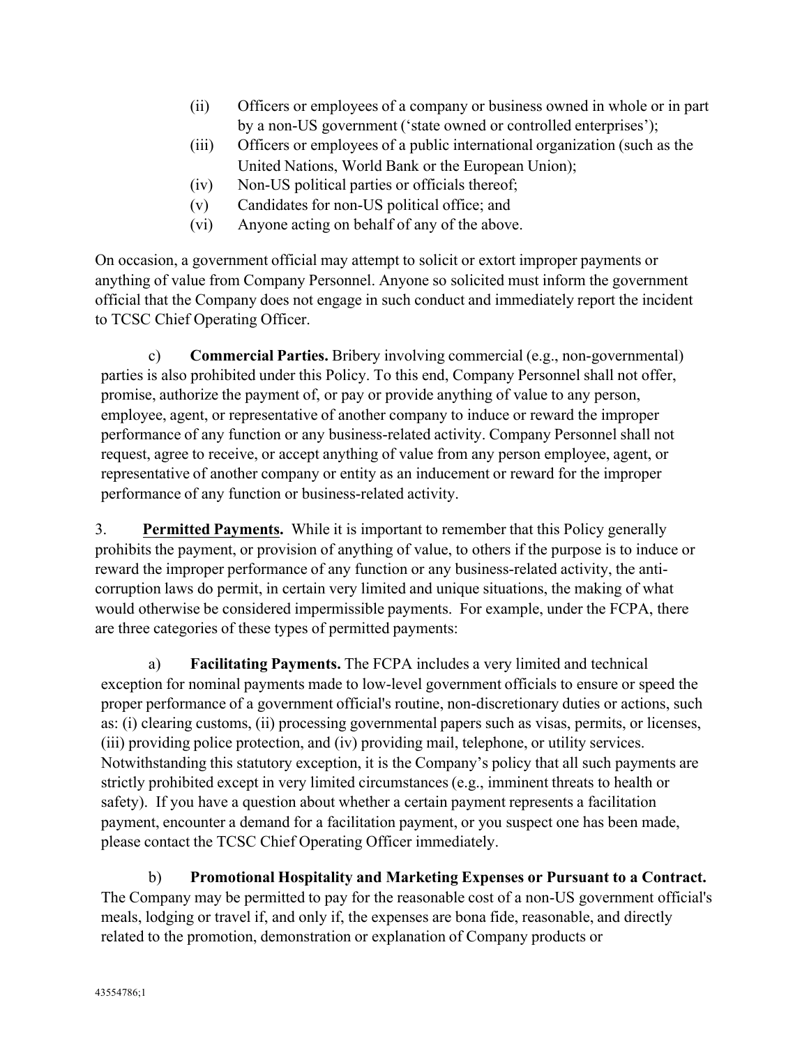(ii) Officers or employees of a company or business owned in whole or in part by a non-US government ('state owned or controlled enterprises');
(iii) Officers or employees of a public international organization (such as the United Nations, World Bank or the European Union);
(iv) Non-US political parties or officials thereof;
(v) Candidates for non-US political office; and
(vi) Anyone acting on behalf of any of the above.

On occasion, a government official may attempt to solicit or extort improper payments or anything of value from Company Personnel. Anyone so solicited must inform the government official that the Company does not engage in such conduct and immediately report the incident to TCSC Chief Operating Officer.

c) **Commercial Parties.** Bribery involving commercial (e.g., non-governmental) parties is also prohibited under this Policy. To this end, Company Personnel shall not offer, promise, authorize the payment of, or pay or provide anything of value to any person, employee, agent, or representative of another company to induce or reward the improper performance of any function or any business-related activity. Company Personnel shall not request, agree to receive, or accept anything of value from any person employee, agent, or representative of another company or entity as an inducement or reward for the improper performance of any function or business-related activity.

3. **Permitted Payments.** While it is important to remember that this Policy generally prohibits the payment, or provision of anything of value, to others if the purpose is to induce or reward the improper performance of any function or any business-related activity, the anti-corruption laws do permit, in certain very limited and unique situations, the making of what would otherwise be considered impermissible payments. For example, under the FCPA, there are three categories of these types of permitted payments:

a) **Facilitating Payments.** The FCPA includes a very limited and technical exception for nominal payments made to low-level government officials to ensure or speed the proper performance of a government official's routine, non-discretionary duties or actions, such as: (i) clearing customs, (ii) processing governmental papers such as visas, permits, or licenses, (iii) providing police protection, and (iv) providing mail, telephone, or utility services. Notwithstanding this statutory exception, it is the Company's policy that all such payments are strictly prohibited except in very limited circumstances (e.g., imminent threats to health or safety). If you have a question about whether a certain payment represents a facilitation payment, encounter a demand for a facilitation payment, or you suspect one has been made, please contact the TCSC Chief Operating Officer immediately.

b) **Promotional Hospitality and Marketing Expenses or Pursuant to a Contract.** The Company may be permitted to pay for the reasonable cost of a non-US government official's meals, lodging or travel if, and only if, the expenses are bona fide, reasonable, and directly related to the promotion, demonstration or explanation of Company products or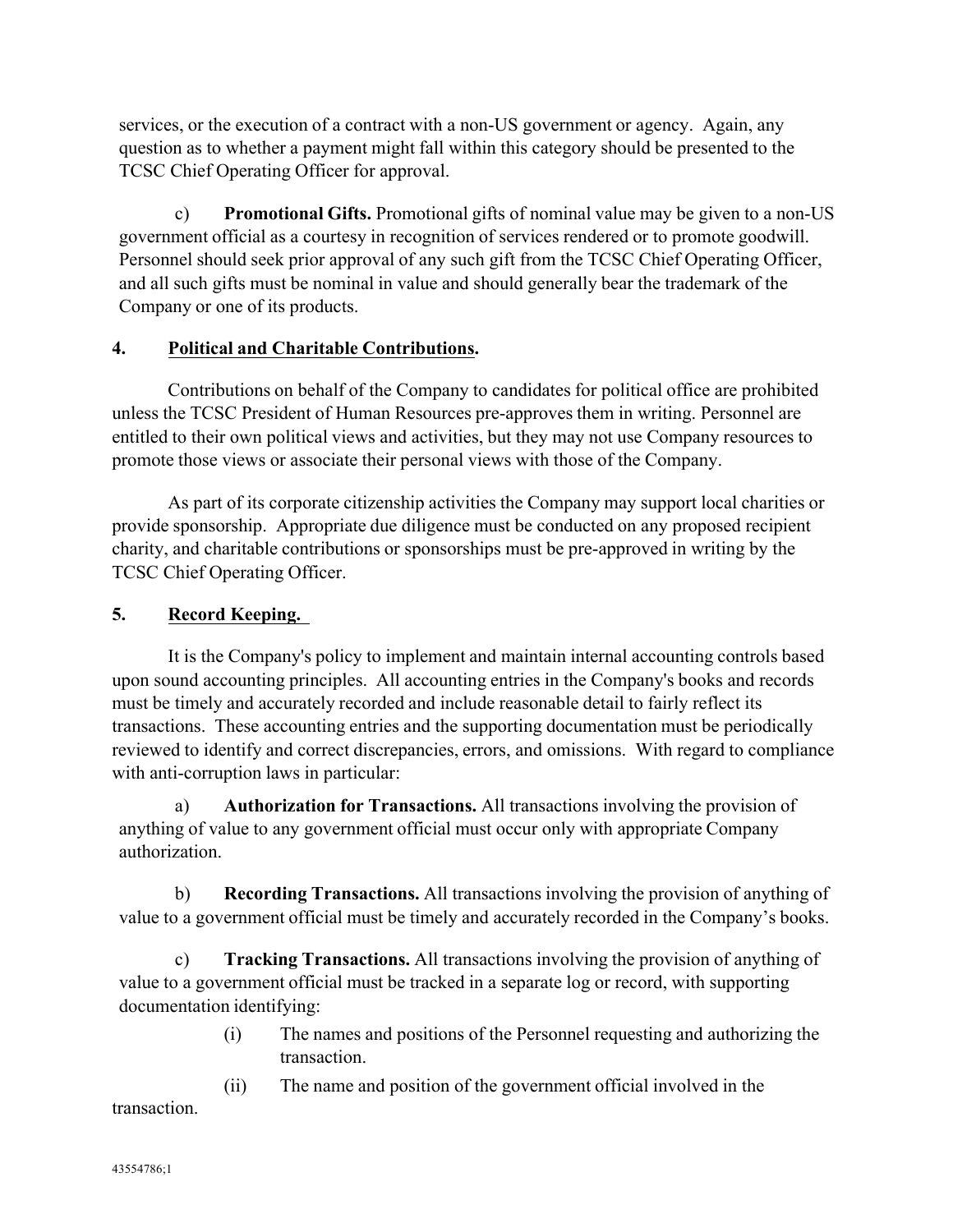services, or the execution of a contract with a non-US government or agency. Again, any question as to whether a payment might fall within this category should be presented to the TCSC Chief Operating Officer for approval.

c) **Promotional Gifts.** Promotional gifts of nominal value may be given to a non-US government official as a courtesy in recognition of services rendered or to promote goodwill. Personnel should seek prior approval of any such gift from the TCSC Chief Operating Officer, and all such gifts must be nominal in value and should generally bear the trademark of the Company or one of its products.

## 4. Political and Charitable Contributions.

Contributions on behalf of the Company to candidates for political office are prohibited unless the TCSC President of Human Resources pre-approves them in writing. Personnel are entitled to their own political views and activities, but they may not use Company resources to promote those views or associate their personal views with those of the Company.

As part of its corporate citizenship activities the Company may support local charities or provide sponsorship. Appropriate due diligence must be conducted on any proposed recipient charity, and charitable contributions or sponsorships must be pre-approved in writing by the TCSC Chief Operating Officer.

## 5. Record Keeping.

It is the Company's policy to implement and maintain internal accounting controls based upon sound accounting principles. All accounting entries in the Company's books and records must be timely and accurately recorded and include reasonable detail to fairly reflect its transactions. These accounting entries and the supporting documentation must be periodically reviewed to identify and correct discrepancies, errors, and omissions. With regard to compliance with anti-corruption laws in particular:

a) **Authorization for Transactions.** All transactions involving the provision of anything of value to any government official must occur only with appropriate Company authorization.

b) **Recording Transactions.** All transactions involving the provision of anything of value to a government official must be timely and accurately recorded in the Company's books.

c) **Tracking Transactions.** All transactions involving the provision of anything of value to a government official must be tracked in a separate log or record, with supporting documentation identifying:

(i) The names and positions of the Personnel requesting and authorizing the transaction.

(ii) The name and position of the government official involved in the transaction.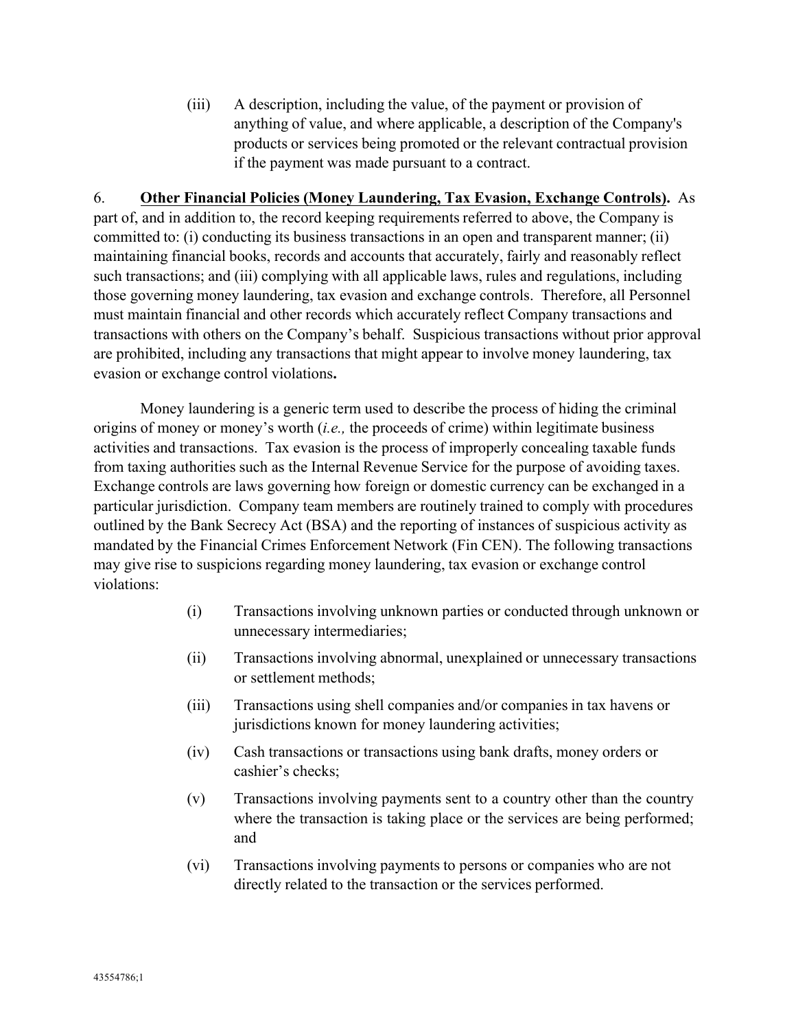(iii) A description, including the value, of the payment or provision of anything of value, and where applicable, a description of the Company's products or services being promoted or the relevant contractual provision if the payment was made pursuant to a contract.

6. **Other Financial Policies (Money Laundering, Tax Evasion, Exchange Controls).** As part of, and in addition to, the record keeping requirements referred to above, the Company is committed to: (i) conducting its business transactions in an open and transparent manner; (ii) maintaining financial books, records and accounts that accurately, fairly and reasonably reflect such transactions; and (iii) complying with all applicable laws, rules and regulations, including those governing money laundering, tax evasion and exchange controls. Therefore, all Personnel must maintain financial and other records which accurately reflect Company transactions and transactions with others on the Company's behalf. Suspicious transactions without prior approval are prohibited, including any transactions that might appear to involve money laundering, tax evasion or exchange control violations**.**

Money laundering is a generic term used to describe the process of hiding the criminal origins of money or money's worth (*i.e.,* the proceeds of crime) within legitimate business activities and transactions. Tax evasion is the process of improperly concealing taxable funds from taxing authorities such as the Internal Revenue Service for the purpose of avoiding taxes. Exchange controls are laws governing how foreign or domestic currency can be exchanged in a particular jurisdiction. Company team members are routinely trained to comply with procedures outlined by the Bank Secrecy Act (BSA) and the reporting of instances of suspicious activity as mandated by the Financial Crimes Enforcement Network (Fin CEN). The following transactions may give rise to suspicions regarding money laundering, tax evasion or exchange control violations:

(i) Transactions involving unknown parties or conducted through unknown or unnecessary intermediaries;

(ii) Transactions involving abnormal, unexplained or unnecessary transactions or settlement methods;

(iii) Transactions using shell companies and/or companies in tax havens or jurisdictions known for money laundering activities;

(iv) Cash transactions or transactions using bank drafts, money orders or cashier's checks;

(v) Transactions involving payments sent to a country other than the country where the transaction is taking place or the services are being performed; and

(vi) Transactions involving payments to persons or companies who are not directly related to the transaction or the services performed.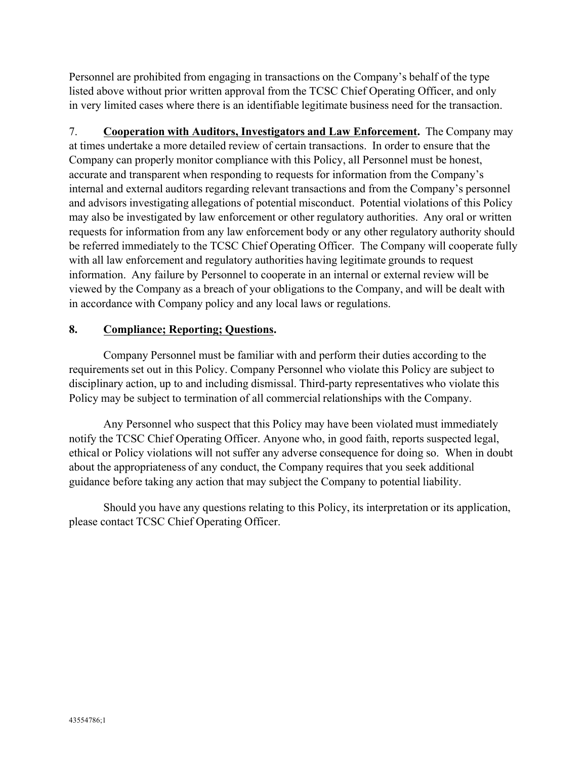Personnel are prohibited from engaging in transactions on the Company's behalf of the type listed above without prior written approval from the TCSC Chief Operating Officer, and only in very limited cases where there is an identifiable legitimate business need for the transaction.

7. **Cooperation with Auditors, Investigators and Law Enforcement.** The Company may at times undertake a more detailed review of certain transactions. In order to ensure that the Company can properly monitor compliance with this Policy, all Personnel must be honest, accurate and transparent when responding to requests for information from the Company's internal and external auditors regarding relevant transactions and from the Company's personnel and advisors investigating allegations of potential misconduct. Potential violations of this Policy may also be investigated by law enforcement or other regulatory authorities. Any oral or written requests for information from any law enforcement body or any other regulatory authority should be referred immediately to the TCSC Chief Operating Officer. The Company will cooperate fully with all law enforcement and regulatory authorities having legitimate grounds to request information. Any failure by Personnel to cooperate in an internal or external review will be viewed by the Company as a breach of your obligations to the Company, and will be dealt with in accordance with Company policy and any local laws or regulations.

**8. Compliance; Reporting; Questions.**

Company Personnel must be familiar with and perform their duties according to the requirements set out in this Policy. Company Personnel who violate this Policy are subject to disciplinary action, up to and including dismissal. Third-party representatives who violate this Policy may be subject to termination of all commercial relationships with the Company.

Any Personnel who suspect that this Policy may have been violated must immediately notify the TCSC Chief Operating Officer. Anyone who, in good faith, reports suspected legal, ethical or Policy violations will not suffer any adverse consequence for doing so. When in doubt about the appropriateness of any conduct, the Company requires that you seek additional guidance before taking any action that may subject the Company to potential liability.

Should you have any questions relating to this Policy, its interpretation or its application, please contact TCSC Chief Operating Officer.